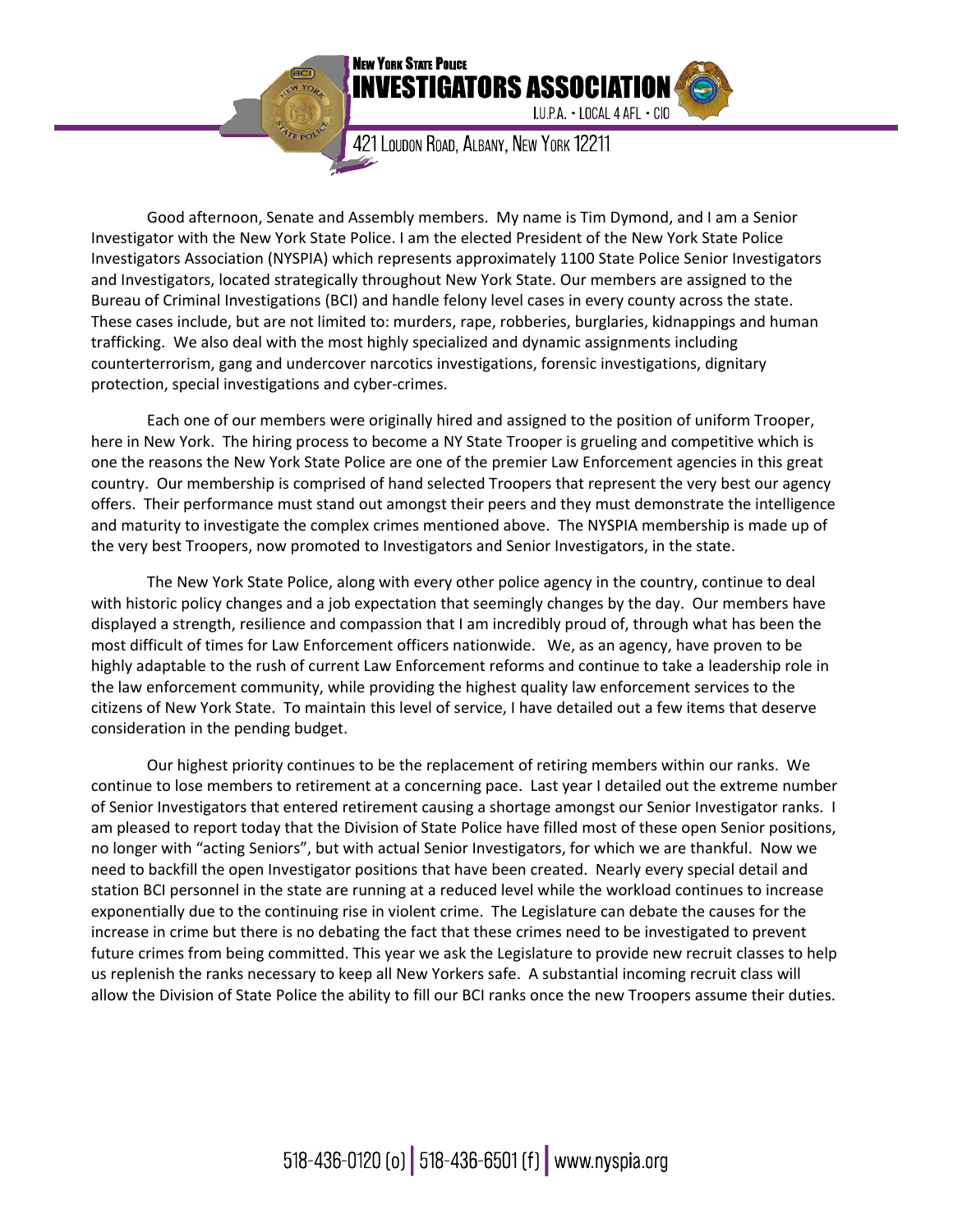**New York State Police**
**INVESTIGATORS ASSOCIATION**
I.U.P.A. • LOCAL 4 AFL • CIO

421 Loudon Road, Albany, New York 12211

Good afternoon, Senate and Assembly members. My name is Tim Dymond, and I am a Senior Investigator with the New York State Police. I am the elected President of the New York State Police Investigators Association (NYSPIA) which represents approximately 1100 State Police Senior Investigators and Investigators, located strategically throughout New York State. Our members are assigned to the Bureau of Criminal Investigations (BCI) and handle felony level cases in every county across the state. These cases include, but are not limited to: murders, rape, robberies, burglaries, kidnappings and human trafficking. We also deal with the most highly specialized and dynamic assignments including counterterrorism, gang and undercover narcotics investigations, forensic investigations, dignitary protection, special investigations and cyber-crimes.

Each one of our members were originally hired and assigned to the position of uniform Trooper, here in New York. The hiring process to become a NY State Trooper is grueling and competitive which is one the reasons the New York State Police are one of the premier Law Enforcement agencies in this great country. Our membership is comprised of hand selected Troopers that represent the very best our agency offers. Their performance must stand out amongst their peers and they must demonstrate the intelligence and maturity to investigate the complex crimes mentioned above. The NYSPIA membership is made up of the very best Troopers, now promoted to Investigators and Senior Investigators, in the state.

The New York State Police, along with every other police agency in the country, continue to deal with historic policy changes and a job expectation that seemingly changes by the day. Our members have displayed a strength, resilience and compassion that I am incredibly proud of, through what has been the most difficult of times for Law Enforcement officers nationwide. We, as an agency, have proven to be highly adaptable to the rush of current Law Enforcement reforms and continue to take a leadership role in the law enforcement community, while providing the highest quality law enforcement services to the citizens of New York State. To maintain this level of service, I have detailed out a few items that deserve consideration in the pending budget.

Our highest priority continues to be the replacement of retiring members within our ranks. We continue to lose members to retirement at a concerning pace. Last year I detailed out the extreme number of Senior Investigators that entered retirement causing a shortage amongst our Senior Investigator ranks. I am pleased to report today that the Division of State Police have filled most of these open Senior positions, no longer with "acting Seniors", but with actual Senior Investigators, for which we are thankful. Now we need to backfill the open Investigator positions that have been created. Nearly every special detail and station BCI personnel in the state are running at a reduced level while the workload continues to increase exponentially due to the continuing rise in violent crime. The Legislature can debate the causes for the increase in crime but there is no debating the fact that these crimes need to be investigated to prevent future crimes from being committed. This year we ask the Legislature to provide new recruit classes to help us replenish the ranks necessary to keep all New Yorkers safe. A substantial incoming recruit class will allow the Division of State Police the ability to fill our BCI ranks once the new Troopers assume their duties.

518-436-0120 (o) | 518-436-6501 (f) | www.nyspia.org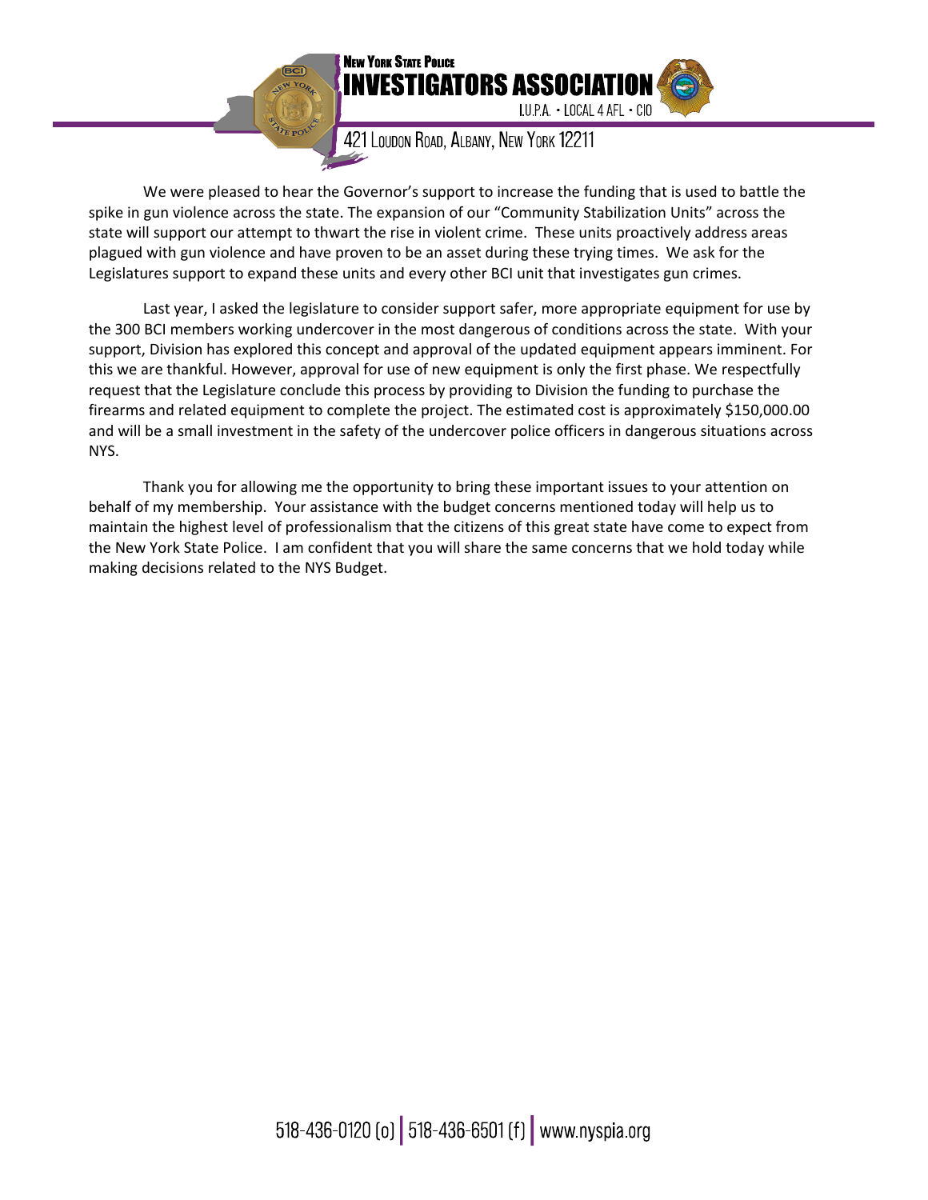We were pleased to hear the Governor's support to increase the funding that is used to battle the spike in gun violence across the state. The expansion of our "Community Stabilization Units" across the state will support our attempt to thwart the rise in violent crime. These units proactively address areas plagued with gun violence and have proven to be an asset during these trying times. We ask for the Legislatures support to expand these units and every other BCI unit that investigates gun crimes.

Last year, I asked the legislature to consider support safer, more appropriate equipment for use by the 300 BCI members working undercover in the most dangerous of conditions across the state. With your support, Division has explored this concept and approval of the updated equipment appears imminent. For this we are thankful. However, approval for use of new equipment is only the first phase. We respectfully request that the Legislature conclude this process by providing to Division the funding to purchase the firearms and related equipment to complete the project. The estimated cost is approximately $150,000.00 and will be a small investment in the safety of the undercover police officers in dangerous situations across NYS.

Thank you for allowing me the opportunity to bring these important issues to your attention on behalf of my membership. Your assistance with the budget concerns mentioned today will help us to maintain the highest level of professionalism that the citizens of this great state have come to expect from the New York State Police. I am confident that you will share the same concerns that we hold today while making decisions related to the NYS Budget.